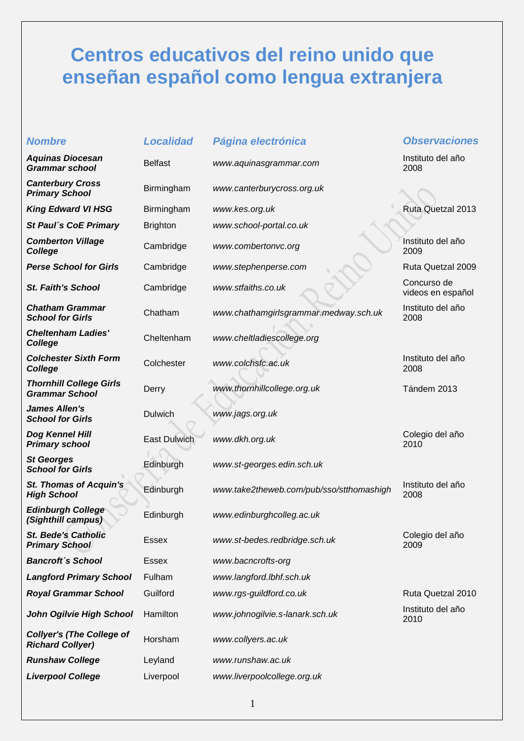# Centros educativos del reino unido que enseñan español como lengua extranjera

| *Nombre* | *Localidad* | *Página electrónica* | *Observaciones* |
|---|---|---|---|
| ***Aquinas Diocesan Grammar school*** | Belfast | *www.aquinasgrammar.com* | Instituto del año 2008 |
| ***Canterbury Cross Primary School*** | Birmingham | *www.canterburycross.org.uk* | |
| ***King Edward VI HSG*** | Birmingham | *www.kes.org.uk* | Ruta Quetzal 2013 |
| ***St Paul´s CoE Primary*** | Brighton | *www.school-portal.co.uk* | |
| ***Comberton Village College*** | Cambridge | *www.combertonvc.org* | Instituto del año 2009 |
| ***Perse School for Girls*** | Cambridge | *www.stephenperse.com* | Ruta Quetzal 2009 |
| ***St. Faith's School*** | Cambridge | *www.stfaiths.co.uk* | Concurso de videos en español |
| ***Chatham Grammar School for Girls*** | Chatham | *www.chathamgirlsgrammar.medway.sch.uk* | Instituto del año 2008 |
| ***Cheltenham Ladies' College*** | Cheltenham | *www.cheltladiescollege.org* | |
| ***Colchester Sixth Form College*** | Colchester | *www.colchsfc.ac.uk* | Instituto del año 2008 |
| ***Thornhill College Girls Grammar School*** | Derry | *www.thornhillcollege.org.uk* | Tándem 2013 |
| ***James Allen's School for Girls*** | Dulwich | *www.jags.org.uk* | |
| ***Dog Kennel Hill Primary school*** | East Dulwich | *www.dkh.org.uk* | Colegio del año 2010 |
| ***St Georges School for Girls*** | Edinburgh | *www.st-georges.edin.sch.uk* | |
| ***St. Thomas of Acquin's High School*** | Edinburgh | *www.take2theweb.com/pub/sso/stthomashigh* | Instituto del año 2008 |
| ***Edinburgh College (Sighthill campus)*** | Edinburgh | *www.edinburghcolleg.ac.uk* | |
| ***St. Bede's Catholic Primary School*** | Essex | *www.st-bedes.redbridge.sch.uk* | Colegio del año 2009 |
| ***Bancroft´s School*** | Essex | *www.bacncrofts-org* | |
| ***Langford Primary School*** | Fulham | *www.langford.lbhf.sch.uk* | |
| ***Royal Grammar School*** | Guilford | *www.rgs-guildford.co.uk* | Ruta Quetzal 2010 |
| ***John Ogilvie High School*** | Hamilton | *www.johnogilvie.s-lanark.sch.uk* | Instituto del año 2010 |
| ***Collyer's (The College of Richard Collyer)*** | Horsham | *www.collyers.ac.uk* | |
| ***Runshaw College*** | Leyland | *www.runshaw.ac.uk* | |
| ***Liverpool College*** | Liverpool | *www.liverpoolcollege.org.uk* | |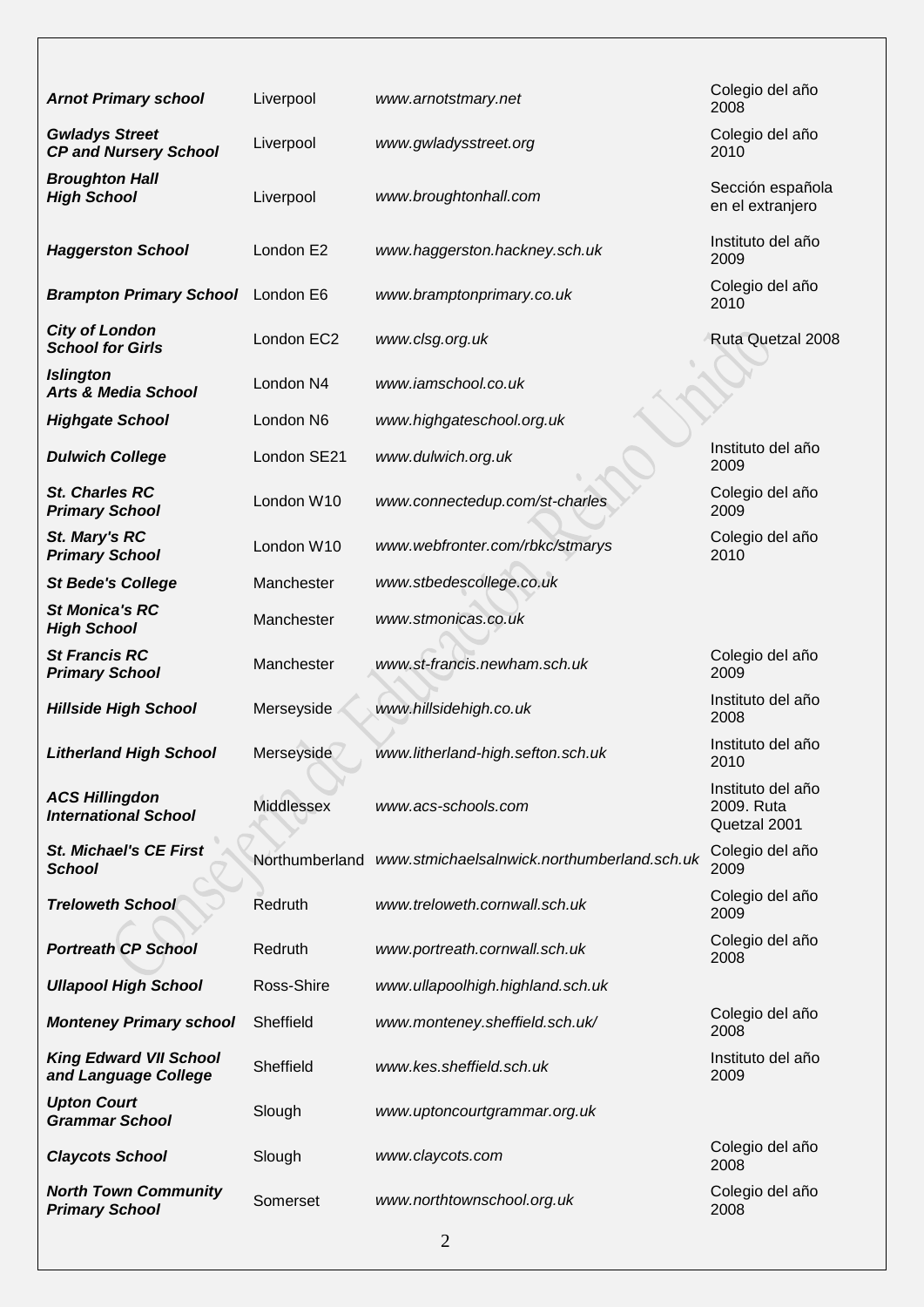| | | | |
|---|---|---|---|
| ***Arnot Primary school*** | Liverpool | *www.arnotstmary.net* | Colegio del año 2008 |
| ***Gwladys Street CP and Nursery School*** | Liverpool | *www.gwladysstreet.org* | Colegio del año 2010 |
| ***Broughton Hall High School*** | Liverpool | *www.broughtonhall.com* | Sección española en el extranjero |
| ***Haggerston School*** | London E2 | *www.haggerston.hackney.sch.uk* | Instituto del año 2009 |
| ***Brampton Primary School*** | London E6 | *www.bramptonprimary.co.uk* | Colegio del año 2010 |
| ***City of London School for Girls*** | London EC2 | *www.clsg.org.uk* | Ruta Quetzal 2008 |
| ***Islington Arts & Media School*** | London N4 | *www.iamschool.co.uk* | |
| ***Highgate School*** | London N6 | *www.highgateschool.org.uk* | |
| ***Dulwich College*** | London SE21 | *www.dulwich.org.uk* | Instituto del año 2009 |
| ***St. Charles RC Primary School*** | London W10 | *www.connectedup.com/st-charles* | Colegio del año 2009 |
| ***St. Mary's RC Primary School*** | London W10 | *www.webfronter.com/rbkc/stmarys* | Colegio del año 2010 |
| ***St Bede's College*** | Manchester | *www.stbedescollege.co.uk* | |
| ***St Monica's RC High School*** | Manchester | *www.stmonicas.co.uk* | |
| ***St Francis RC Primary School*** | Manchester | *www.st-francis.newham.sch.uk* | Colegio del año 2009 |
| ***Hillside High School*** | Merseyside | *www.hillsidehigh.co.uk* | Instituto del año 2008 |
| ***Litherland High School*** | Merseyside | *www.litherland-high.sefton.sch.uk* | Instituto del año 2010 |
| ***ACS Hillingdon International School*** | Middlessex | *www.acs-schools.com* | Instituto del año 2009. Ruta Quetzal 2001 |
| ***St. Michael's CE First School*** | Northumberland | *www.stmichaelsalnwick.northumberland.sch.uk* | Colegio del año 2009 |
| ***Treloweth School*** | Redruth | *www.treloweth.cornwall.sch.uk* | Colegio del año 2009 |
| ***Portreath CP School*** | Redruth | *www.portreath.cornwall.sch.uk* | Colegio del año 2008 |
| ***Ullapool High School*** | Ross-Shire | *www.ullapoolhigh.highland.sch.uk* | |
| ***Monteney Primary school*** | Sheffield | *www.monteney.sheffield.sch.uk/* | Colegio del año 2008 |
| ***King Edward VII School and Language College*** | Sheffield | *www.kes.sheffield.sch.uk* | Instituto del año 2009 |
| ***Upton Court Grammar School*** | Slough | *www.uptoncourtgrammar.org.uk* | |
| ***Claycots School*** | Slough | *www.claycots.com* | Colegio del año 2008 |
| ***North Town Community Primary School*** | Somerset | *www.northtownschool.org.uk* | Colegio del año 2008 |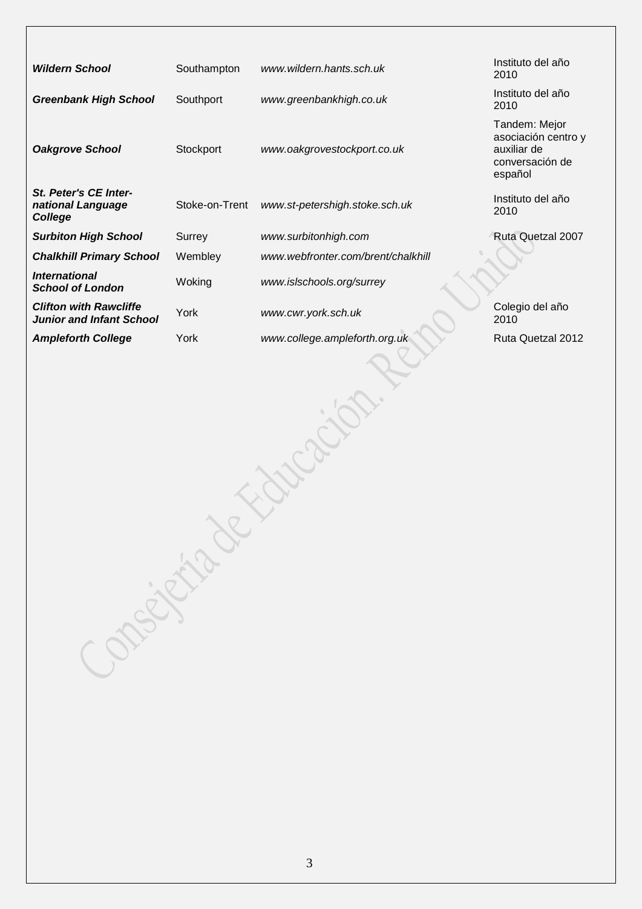| | | | |
|---|---|---|---|
| ***Wildern School*** | Southampton | *www.wildern.hants.sch.uk* | Instituto del año 2010 |
| ***Greenbank High School*** | Southport | *www.greenbankhigh.co.uk* | Instituto del año 2010 |
| ***Oakgrove School*** | Stockport | *www.oakgrovestockport.co.uk* | Tandem: Mejor asociación centro y auxiliar de conversación de español |
| ***St. Peter's CE International Language College*** | Stoke-on-Trent | *www.st-petershigh.stoke.sch.uk* | Instituto del año 2010 |
| ***Surbiton High School*** | Surrey | *www.surbitonhigh.com* | Ruta Quetzal 2007 |
| ***Chalkhill Primary School*** | Wembley | *www.webfronter.com/brent/chalkhill* | |
| ***International School of London*** | Woking | *www.islschools.org/surrey* | |
| ***Clifton with Rawcliffe Junior and Infant School*** | York | *www.cwr.york.sch.uk* | Colegio del año 2010 |
| ***Ampleforth College*** | York | *www.college.ampleforth.org.uk* | Ruta Quetzal 2012 |